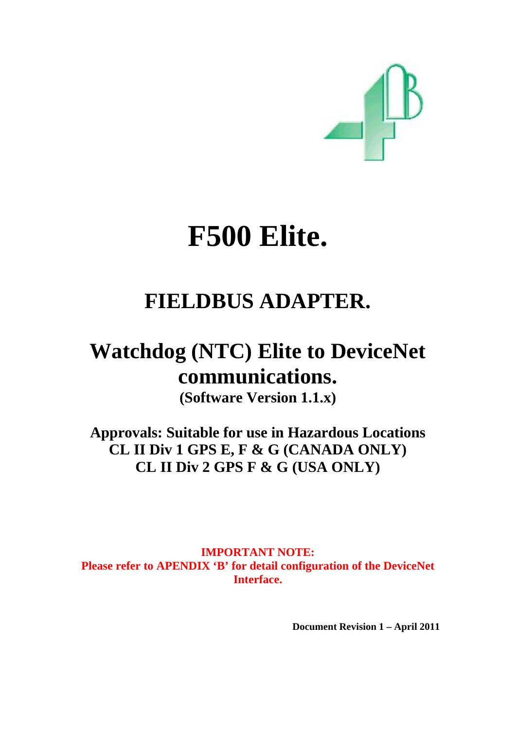# F500 Elite.

## FIELDBUS ADAPTER.

## Watchdog (NTC) Elite to DeviceNet communications.

**(Software Version 1.1.x)**

**Approvals: Suitable for use in Hazardous Locations**
**CL II Div 1 GPS E, F & G (CANADA ONLY)**
**CL II Div 2 GPS F & G (USA ONLY)**

**IMPORTANT NOTE:**
**Please refer to APENDIX 'B' for detail configuration of the DeviceNet Interface.**

**Document Revision 1 – April 2011**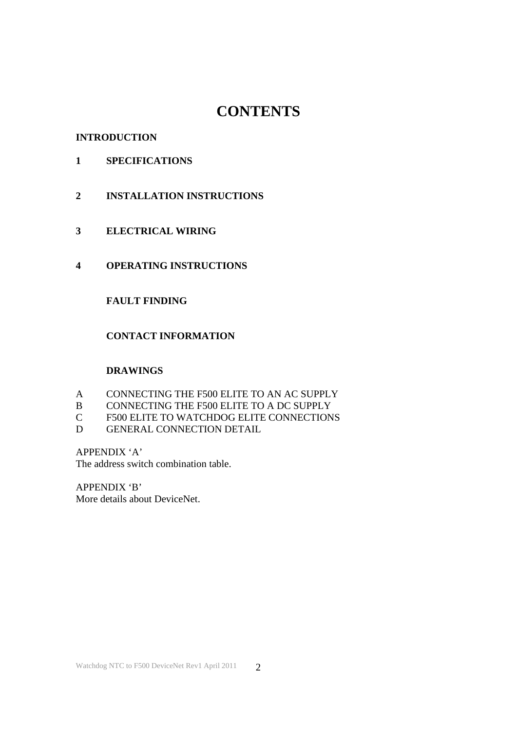# CONTENTS

**INTRODUCTION**

**1 SPECIFICATIONS**

**2 INSTALLATION INSTRUCTIONS**

**3 ELECTRICAL WIRING**

**4 OPERATING INSTRUCTIONS**

**FAULT FINDING**

**CONTACT INFORMATION**

**DRAWINGS**

A CONNECTING THE F500 ELITE TO AN AC SUPPLY
B CONNECTING THE F500 ELITE TO A DC SUPPLY
C F500 ELITE TO WATCHDOG ELITE CONNECTIONS
D GENERAL CONNECTION DETAIL

APPENDIX 'A'
The address switch combination table.

APPENDIX 'B'
More details about DeviceNet.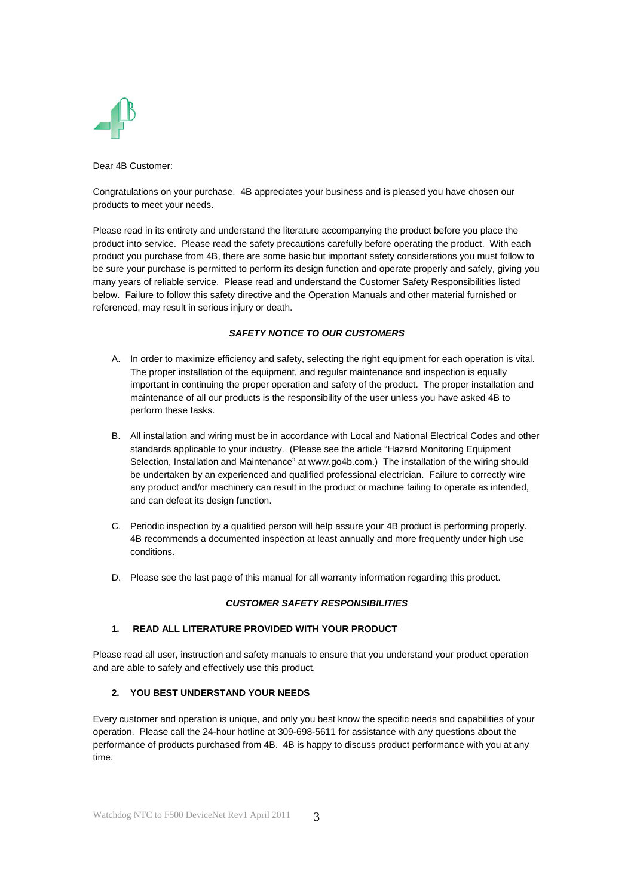Dear 4B Customer:

Congratulations on your purchase. 4B appreciates your business and is pleased you have chosen our products to meet your needs.

Please read in its entirety and understand the literature accompanying the product before you place the product into service. Please read the safety precautions carefully before operating the product. With each product you purchase from 4B, there are some basic but important safety considerations you must follow to be sure your purchase is permitted to perform its design function and operate properly and safely, giving you many years of reliable service. Please read and understand the Customer Safety Responsibilities listed below. Failure to follow this safety directive and the Operation Manuals and other material furnished or referenced, may result in serious injury or death.

### *SAFETY NOTICE TO OUR CUSTOMERS*

A. In order to maximize efficiency and safety, selecting the right equipment for each operation is vital. The proper installation of the equipment, and regular maintenance and inspection is equally important in continuing the proper operation and safety of the product. The proper installation and maintenance of all our products is the responsibility of the user unless you have asked 4B to perform these tasks.

B. All installation and wiring must be in accordance with Local and National Electrical Codes and other standards applicable to your industry. (Please see the article "Hazard Monitoring Equipment Selection, Installation and Maintenance" at www.go4b.com.) The installation of the wiring should be undertaken by an experienced and qualified professional electrician. Failure to correctly wire any product and/or machinery can result in the product or machine failing to operate as intended, and can defeat its design function.

C. Periodic inspection by a qualified person will help assure your 4B product is performing properly. 4B recommends a documented inspection at least annually and more frequently under high use conditions.

D. Please see the last page of this manual for all warranty information regarding this product.

### *CUSTOMER SAFETY RESPONSIBILITIES*

#### 1. READ ALL LITERATURE PROVIDED WITH YOUR PRODUCT

Please read all user, instruction and safety manuals to ensure that you understand your product operation and are able to safely and effectively use this product.

#### 2. YOU BEST UNDERSTAND YOUR NEEDS

Every customer and operation is unique, and only you best know the specific needs and capabilities of your operation. Please call the 24-hour hotline at 309-698-5611 for assistance with any questions about the performance of products purchased from 4B. 4B is happy to discuss product performance with you at any time.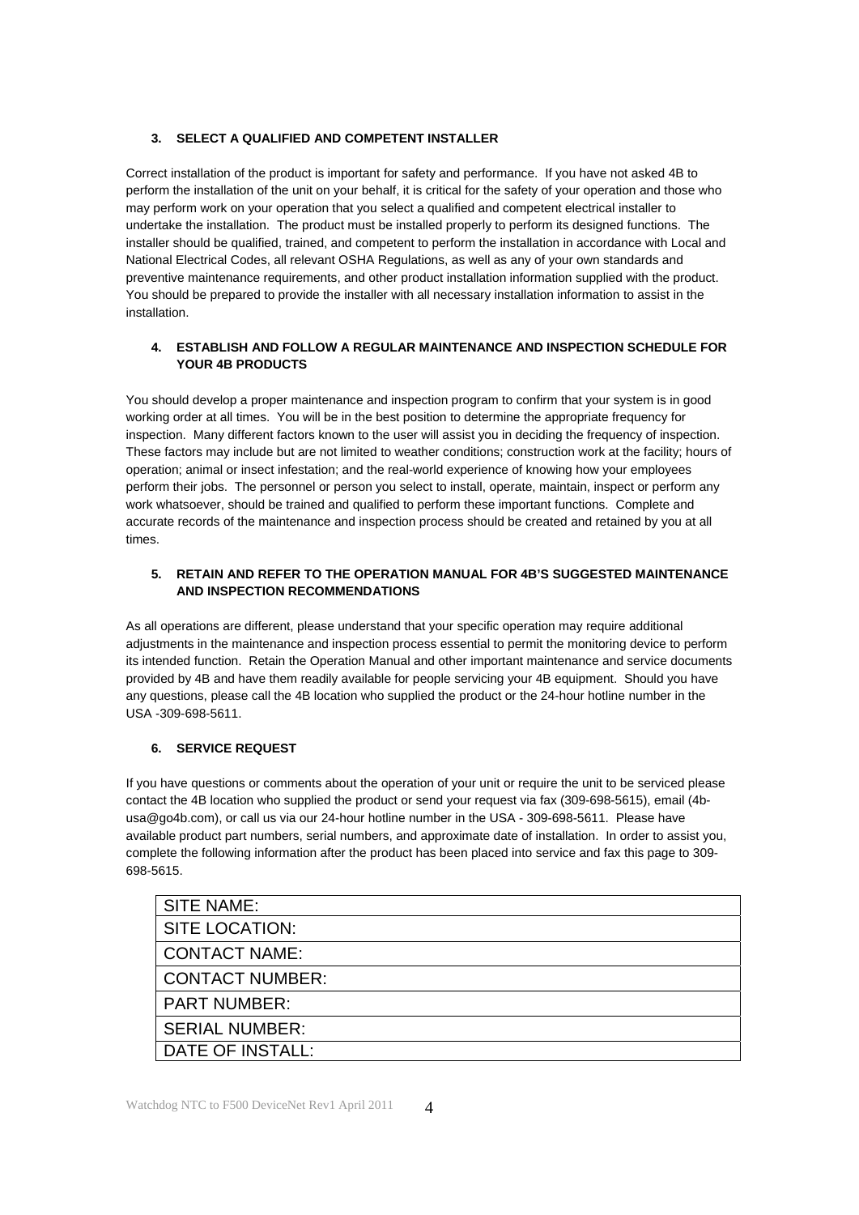### 3. SELECT A QUALIFIED AND COMPETENT INSTALLER

Correct installation of the product is important for safety and performance. If you have not asked 4B to perform the installation of the unit on your behalf, it is critical for the safety of your operation and those who may perform work on your operation that you select a qualified and competent electrical installer to undertake the installation. The product must be installed properly to perform its designed functions. The installer should be qualified, trained, and competent to perform the installation in accordance with Local and National Electrical Codes, all relevant OSHA Regulations, as well as any of your own standards and preventive maintenance requirements, and other product installation information supplied with the product. You should be prepared to provide the installer with all necessary installation information to assist in the installation.

### 4. ESTABLISH AND FOLLOW A REGULAR MAINTENANCE AND INSPECTION SCHEDULE FOR YOUR 4B PRODUCTS

You should develop a proper maintenance and inspection program to confirm that your system is in good working order at all times. You will be in the best position to determine the appropriate frequency for inspection. Many different factors known to the user will assist you in deciding the frequency of inspection. These factors may include but are not limited to weather conditions; construction work at the facility; hours of operation; animal or insect infestation; and the real-world experience of knowing how your employees perform their jobs. The personnel or person you select to install, operate, maintain, inspect or perform any work whatsoever, should be trained and qualified to perform these important functions. Complete and accurate records of the maintenance and inspection process should be created and retained by you at all times.

### 5. RETAIN AND REFER TO THE OPERATION MANUAL FOR 4B'S SUGGESTED MAINTENANCE AND INSPECTION RECOMMENDATIONS

As all operations are different, please understand that your specific operation may require additional adjustments in the maintenance and inspection process essential to permit the monitoring device to perform its intended function. Retain the Operation Manual and other important maintenance and service documents provided by 4B and have them readily available for people servicing your 4B equipment. Should you have any questions, please call the 4B location who supplied the product or the 24-hour hotline number in the USA -309-698-5611.

### 6. SERVICE REQUEST

If you have questions or comments about the operation of your unit or require the unit to be serviced please contact the 4B location who supplied the product or send your request via fax (309-698-5615), email (4b-usa@go4b.com), or call us via our 24-hour hotline number in the USA - 309-698-5611. Please have available product part numbers, serial numbers, and approximate date of installation. In order to assist you, complete the following information after the product has been placed into service and fax this page to 309-698-5615.

| SITE NAME: |
|---|
| SITE LOCATION: |
| CONTACT NAME: |
| CONTACT NUMBER: |
| PART NUMBER: |
| SERIAL NUMBER: |
| DATE OF INSTALL: |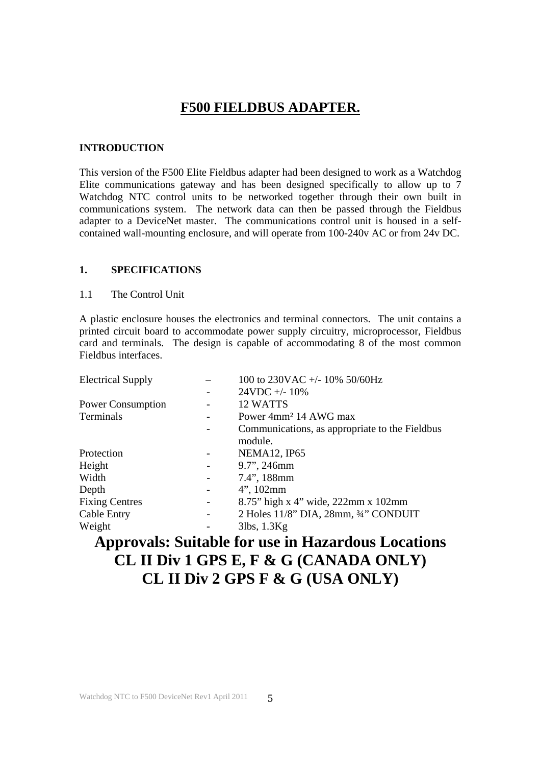# F500 FIELDBUS ADAPTER.

**INTRODUCTION**

This version of the F500 Elite Fieldbus adapter had been designed to work as a Watchdog Elite communications gateway and has been designed specifically to allow up to 7 Watchdog NTC control units to be networked together through their own built in communications system. The network data can then be passed through the Fieldbus adapter to a DeviceNet master. The communications control unit is housed in a self-contained wall-mounting enclosure, and will operate from 100-240v AC or from 24v DC.

## 1. SPECIFICATIONS

1.1 The Control Unit

A plastic enclosure houses the electronics and terminal connectors. The unit contains a printed circuit board to accommodate power supply circuitry, microprocessor, Fieldbus card and terminals. The design is capable of accommodating 8 of the most common Fieldbus interfaces.

| | | |
|---|---|---|
| Electrical Supply | – | 100 to 230VAC +/- 10% 50/60Hz |
| | - | 24VDC +/- 10% |
| Power Consumption | - | 12 WATTS |
| Terminals | - | Power 4mm² 14 AWG max |
| | - | Communications, as appropriate to the Fieldbus module. |
| Protection | - | NEMA12, IP65 |
| Height | - | 9.7", 246mm |
| Width | - | 7.4", 188mm |
| Depth | - | 4", 102mm |
| Fixing Centres | - | 8.75" high x 4" wide, 222mm x 102mm |
| Cable Entry | - | 2 Holes 11/8" DIA, 28mm, ¾" CONDUIT |
| Weight | - | 3lbs, 1.3Kg |

**Approvals: Suitable for use in Hazardous Locations**
**CL II Div 1 GPS E, F & G (CANADA ONLY)**
**CL II Div 2 GPS F & G (USA ONLY)**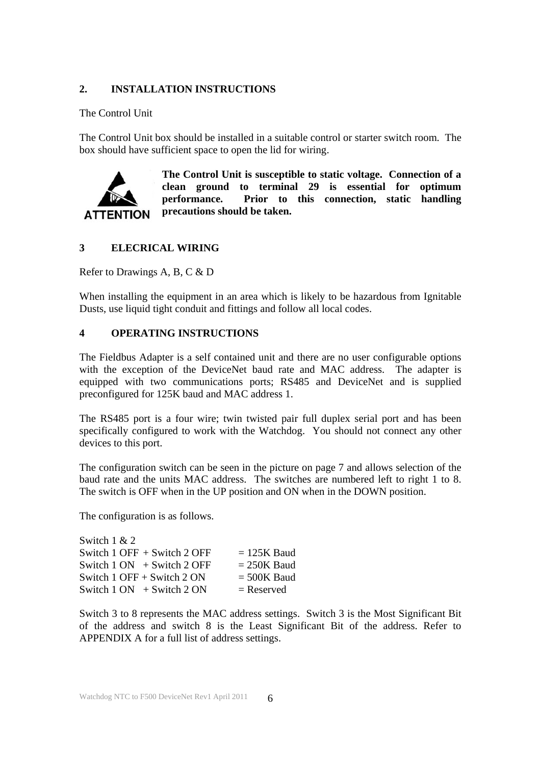## 2. INSTALLATION INSTRUCTIONS

The Control Unit

The Control Unit box should be installed in a suitable control or starter switch room. The box should have sufficient space to open the lid for wiring.

ATTENTION

**The Control Unit is susceptible to static voltage. Connection of a clean ground to terminal 29 is essential for optimum performance. Prior to this connection, static handling precautions should be taken.**

## 3 ELECRICAL WIRING

Refer to Drawings A, B, C & D

When installing the equipment in an area which is likely to be hazardous from Ignitable Dusts, use liquid tight conduit and fittings and follow all local codes.

## 4 OPERATING INSTRUCTIONS

The Fieldbus Adapter is a self contained unit and there are no user configurable options with the exception of the DeviceNet baud rate and MAC address. The adapter is equipped with two communications ports; RS485 and DeviceNet and is supplied preconfigured for 125K baud and MAC address 1.

The RS485 port is a four wire; twin twisted pair full duplex serial port and has been specifically configured to work with the Watchdog. You should not connect any other devices to this port.

The configuration switch can be seen in the picture on page 7 and allows selection of the baud rate and the units MAC address. The switches are numbered left to right 1 to 8. The switch is OFF when in the UP position and ON when in the DOWN position.

The configuration is as follows.

Switch 1 & 2

| Switch setting | Baud rate |
|---|---|
| Switch 1 OFF + Switch 2 OFF | = 125K Baud |
| Switch 1 ON + Switch 2 OFF | = 250K Baud |
| Switch 1 OFF + Switch 2 ON | = 500K Baud |
| Switch 1 ON + Switch 2 ON | = Reserved |

Switch 3 to 8 represents the MAC address settings. Switch 3 is the Most Significant Bit of the address and switch 8 is the Least Significant Bit of the address. Refer to APPENDIX A for a full list of address settings.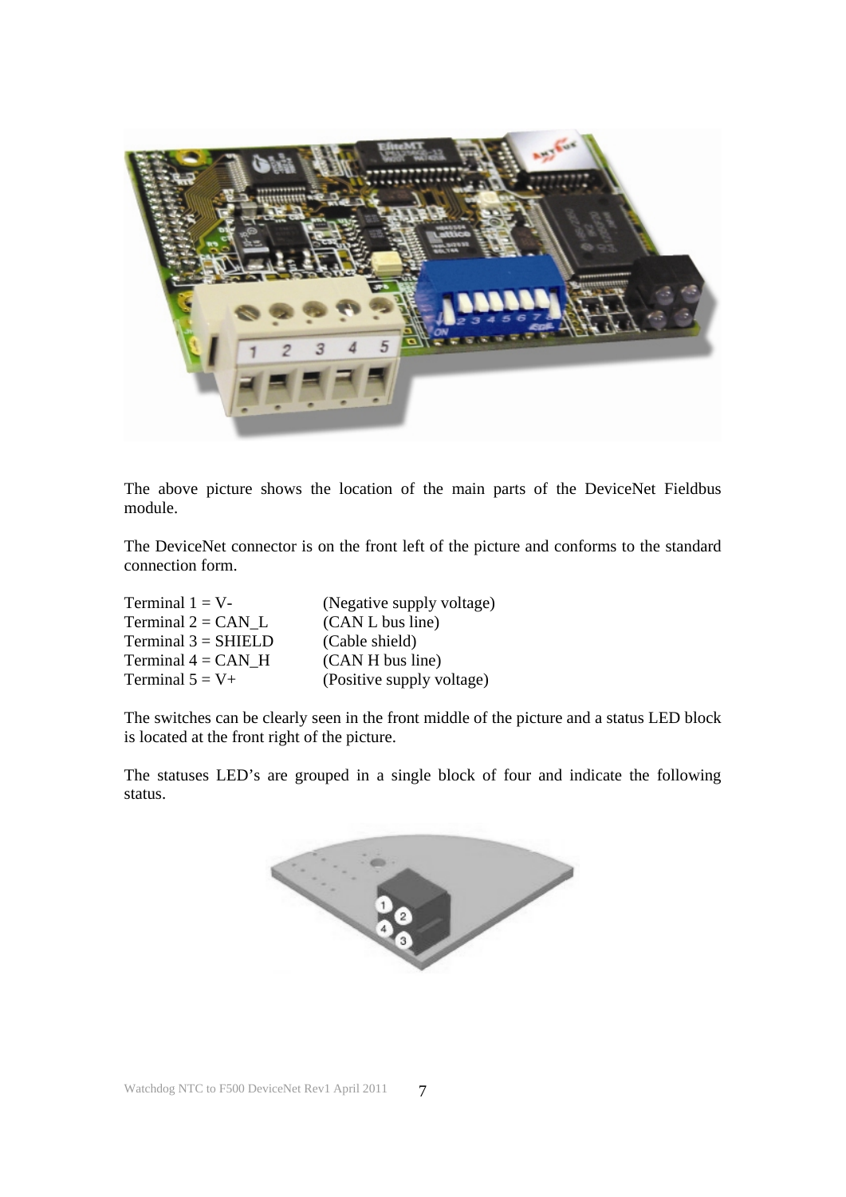The above picture shows the location of the main parts of the DeviceNet Fieldbus module.

The DeviceNet connector is on the front left of the picture and conforms to the standard connection form.

| | |
|---|---|
| Terminal 1 = V- | (Negative supply voltage) |
| Terminal 2 = CAN_L | (CAN L bus line) |
| Terminal 3 = SHIELD | (Cable shield) |
| Terminal 4 = CAN_H | (CAN H bus line) |
| Terminal 5 = V+ | (Positive supply voltage) |

The switches can be clearly seen in the front middle of the picture and a status LED block is located at the front right of the picture.

The statuses LED's are grouped in a single block of four and indicate the following status.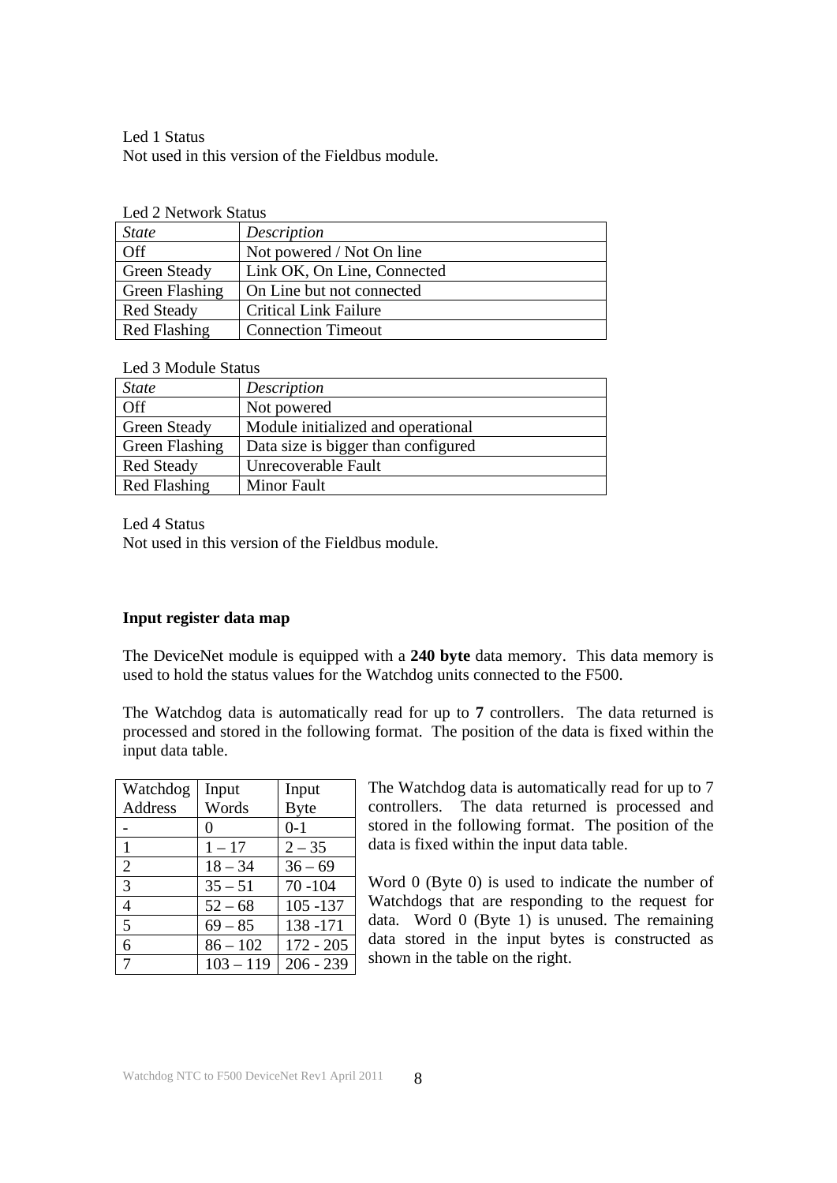Led 1 Status
Not used in this version of the Fieldbus module.

Led 2 Network Status

| *State* | *Description* |
|---|---|
| Off | Not powered / Not On line |
| Green Steady | Link OK, On Line, Connected |
| Green Flashing | On Line but not connected |
| Red Steady | Critical Link Failure |
| Red Flashing | Connection Timeout |

Led 3 Module Status

| *State* | *Description* |
|---|---|
| Off | Not powered |
| Green Steady | Module initialized and operational |
| Green Flashing | Data size is bigger than configured |
| Red Steady | Unrecoverable Fault |
| Red Flashing | Minor Fault |

Led 4 Status
Not used in this version of the Fieldbus module.

**Input register data map**

The DeviceNet module is equipped with a **240 byte** data memory. This data memory is used to hold the status values for the Watchdog units connected to the F500.

The Watchdog data is automatically read for up to **7** controllers. The data returned is processed and stored in the following format. The position of the data is fixed within the input data table.

| Watchdog Address | Input Words | Input Byte |
|---|---|---|
| - | 0 | 0-1 |
| 1 | 1 – 17 | 2 – 35 |
| 2 | 18 – 34 | 36 – 69 |
| 3 | 35 – 51 | 70 -104 |
| 4 | 52 – 68 | 105 -137 |
| 5 | 69 – 85 | 138 -171 |
| 6 | 86 – 102 | 172 - 205 |
| 7 | 103 – 119 | 206 - 239 |

The Watchdog data is automatically read for up to 7 controllers. The data returned is processed and stored in the following format. The position of the data is fixed within the input data table.

Word 0 (Byte 0) is used to indicate the number of Watchdogs that are responding to the request for data. Word 0 (Byte 1) is unused. The remaining data stored in the input bytes is constructed as shown in the table on the right.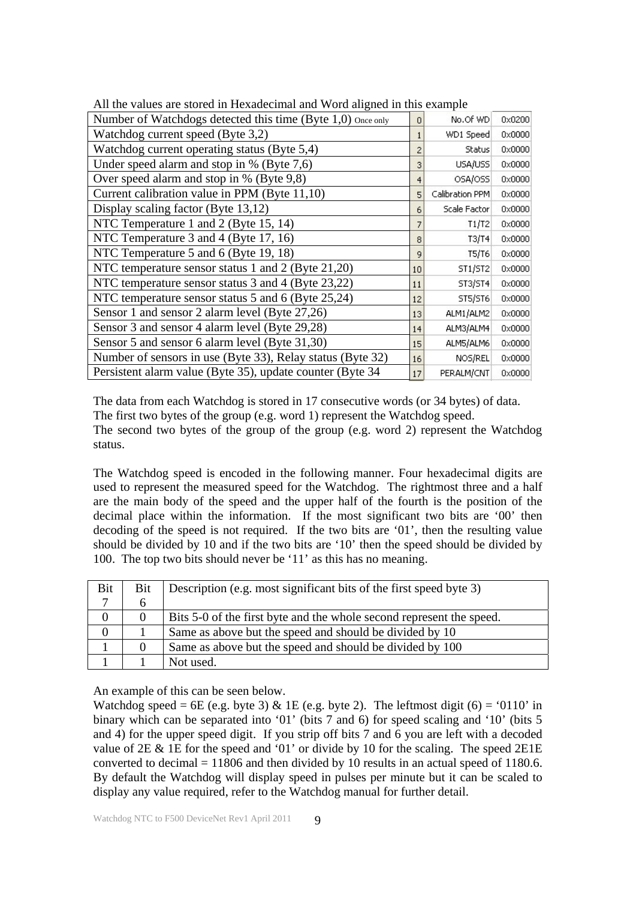All the values are stored in Hexadecimal and Word aligned in this example

| Description | | | |
|---|---|---|---|
| Number of Watchdogs detected this time (Byte 1,0) Once only | 0 | No.Of WD | 0x0200 |
| Watchdog current speed (Byte 3,2) | 1 | WD1 Speed | 0x0000 |
| Watchdog current operating status (Byte 5,4) | 2 | Status | 0x0000 |
| Under speed alarm and stop in % (Byte 7,6) | 3 | USA/USS | 0x0000 |
| Over speed alarm and stop in % (Byte 9,8) | 4 | OSA/OSS | 0x0000 |
| Current calibration value in PPM (Byte 11,10) | 5 | Calibration PPM | 0x0000 |
| Display scaling factor (Byte 13,12) | 6 | Scale Factor | 0x0000 |
| NTC Temperature 1 and 2 (Byte 15, 14) | 7 | T1/T2 | 0x0000 |
| NTC Temperature 3 and 4 (Byte 17, 16) | 8 | T3/T4 | 0x0000 |
| NTC Temperature 5 and 6 (Byte 19, 18) | 9 | T5/T6 | 0x0000 |
| NTC temperature sensor status 1 and 2 (Byte 21,20) | 10 | ST1/ST2 | 0x0000 |
| NTC temperature sensor status 3 and 4 (Byte 23,22) | 11 | ST3/ST4 | 0x0000 |
| NTC temperature sensor status 5 and 6 (Byte 25,24) | 12 | ST5/ST6 | 0x0000 |
| Sensor 1 and sensor 2 alarm level (Byte 27,26) | 13 | ALM1/ALM2 | 0x0000 |
| Sensor 3 and sensor 4 alarm level (Byte 29,28) | 14 | ALM3/ALM4 | 0x0000 |
| Sensor 5 and sensor 6 alarm level (Byte 31,30) | 15 | ALM5/ALM6 | 0x0000 |
| Number of sensors in use (Byte 33), Relay status (Byte 32) | 16 | NOS/REL | 0x0000 |
| Persistent alarm value (Byte 35), update counter (Byte 34 | 17 | PERALM/CNT | 0x0000 |

The data from each Watchdog is stored in 17 consecutive words (or 34 bytes) of data. The first two bytes of the group (e.g. word 1) represent the Watchdog speed. The second two bytes of the group of the group (e.g. word 2) represent the Watchdog status.

The Watchdog speed is encoded in the following manner. Four hexadecimal digits are used to represent the measured speed for the Watchdog. The rightmost three and a half are the main body of the speed and the upper half of the fourth is the position of the decimal place within the information. If the most significant two bits are '00' then decoding of the speed is not required. If the two bits are '01', then the resulting value should be divided by 10 and if the two bits are '10' then the speed should be divided by 100. The top two bits should never be '11' as this has no meaning.

| Bit 7 | Bit 6 | Description (e.g. most significant bits of the first speed byte 3) |
|---|---|---|
| 0 | 0 | Bits 5-0 of the first byte and the whole second represent the speed. |
| 0 | 1 | Same as above but the speed and should be divided by 10 |
| 1 | 0 | Same as above but the speed and should be divided by 100 |
| 1 | 1 | Not used. |

An example of this can be seen below.
Watchdog speed = 6E (e.g. byte 3) & 1E (e.g. byte 2). The leftmost digit (6) = '0110' in binary which can be separated into '01' (bits 7 and 6) for speed scaling and '10' (bits 5 and 4) for the upper speed digit. If you strip off bits 7 and 6 you are left with a decoded value of 2E & 1E for the speed and '01' or divide by 10 for the scaling. The speed 2E1E converted to decimal = 11806 and then divided by 10 results in an actual speed of 1180.6. By default the Watchdog will display speed in pulses per minute but it can be scaled to display any value required, refer to the Watchdog manual for further detail.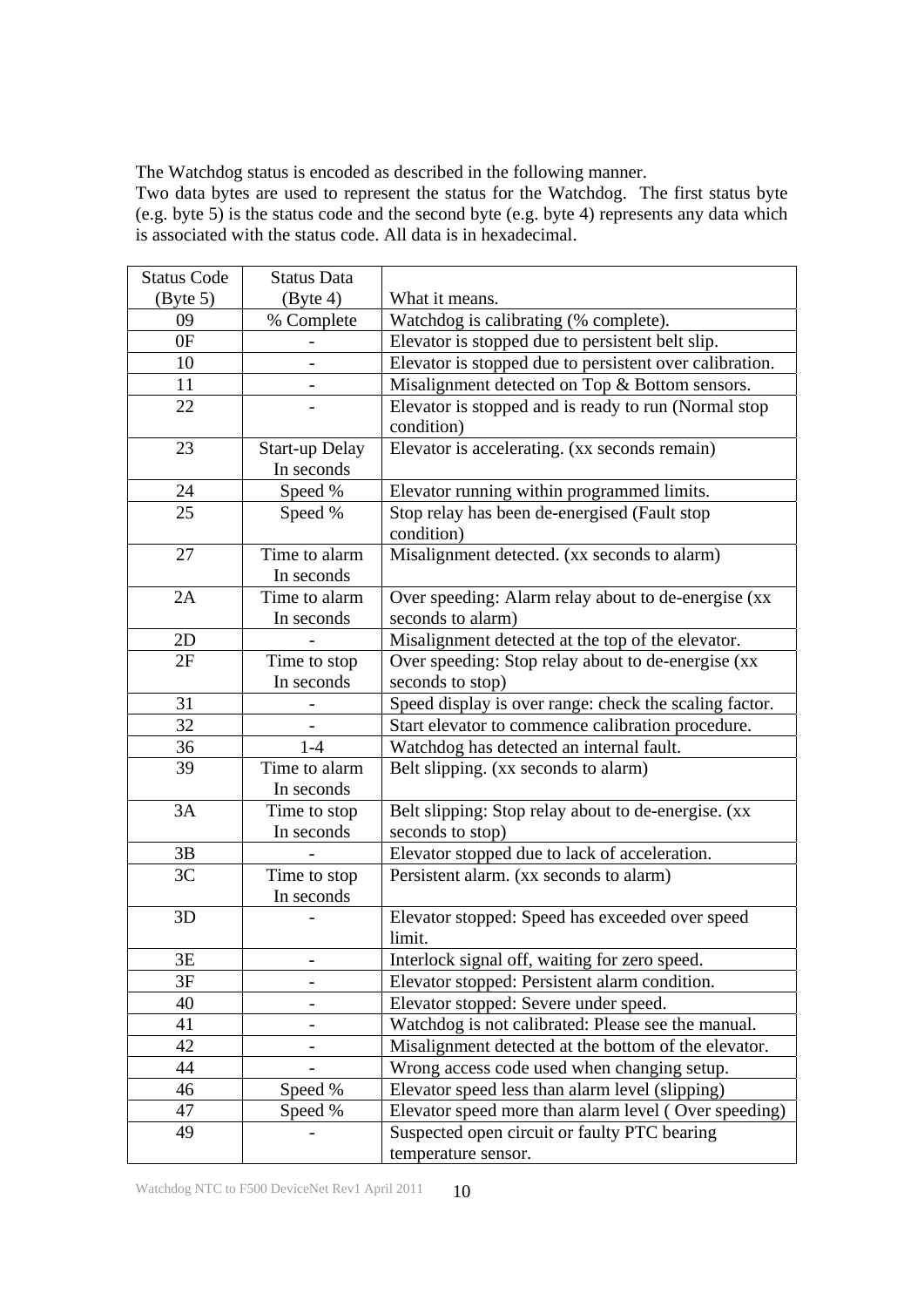The Watchdog status is encoded as described in the following manner.
Two data bytes are used to represent the status for the Watchdog. The first status byte (e.g. byte 5) is the status code and the second byte (e.g. byte 4) represents any data which is associated with the status code. All data is in hexadecimal.

| Status Code (Byte 5) | Status Data (Byte 4) | What it means. |
|---|---|---|
| 09 | % Complete | Watchdog is calibrating (% complete). |
| 0F | - | Elevator is stopped due to persistent belt slip. |
| 10 | - | Elevator is stopped due to persistent over calibration. |
| 11 | - | Misalignment detected on Top & Bottom sensors. |
| 22 | - | Elevator is stopped and is ready to run (Normal stop condition) |
| 23 | Start-up Delay In seconds | Elevator is accelerating. (xx seconds remain) |
| 24 | Speed % | Elevator running within programmed limits. |
| 25 | Speed % | Stop relay has been de-energised (Fault stop condition) |
| 27 | Time to alarm In seconds | Misalignment detected. (xx seconds to alarm) |
| 2A | Time to alarm In seconds | Over speeding: Alarm relay about to de-energise (xx seconds to alarm) |
| 2D | - | Misalignment detected at the top of the elevator. |
| 2F | Time to stop In seconds | Over speeding: Stop relay about to de-energise (xx seconds to stop) |
| 31 | - | Speed display is over range: check the scaling factor. |
| 32 | - | Start elevator to commence calibration procedure. |
| 36 | 1-4 | Watchdog has detected an internal fault. |
| 39 | Time to alarm In seconds | Belt slipping. (xx seconds to alarm) |
| 3A | Time to stop In seconds | Belt slipping: Stop relay about to de-energise. (xx seconds to stop) |
| 3B | - | Elevator stopped due to lack of acceleration. |
| 3C | Time to stop In seconds | Persistent alarm. (xx seconds to alarm) |
| 3D | - | Elevator stopped: Speed has exceeded over speed limit. |
| 3E | - | Interlock signal off, waiting for zero speed. |
| 3F | - | Elevator stopped: Persistent alarm condition. |
| 40 | - | Elevator stopped: Severe under speed. |
| 41 | - | Watchdog is not calibrated: Please see the manual. |
| 42 | - | Misalignment detected at the bottom of the elevator. |
| 44 | - | Wrong access code used when changing setup. |
| 46 | Speed % | Elevator speed less than alarm level (slipping) |
| 47 | Speed % | Elevator speed more than alarm level ( Over speeding) |
| 49 | - | Suspected open circuit or faulty PTC bearing temperature sensor. |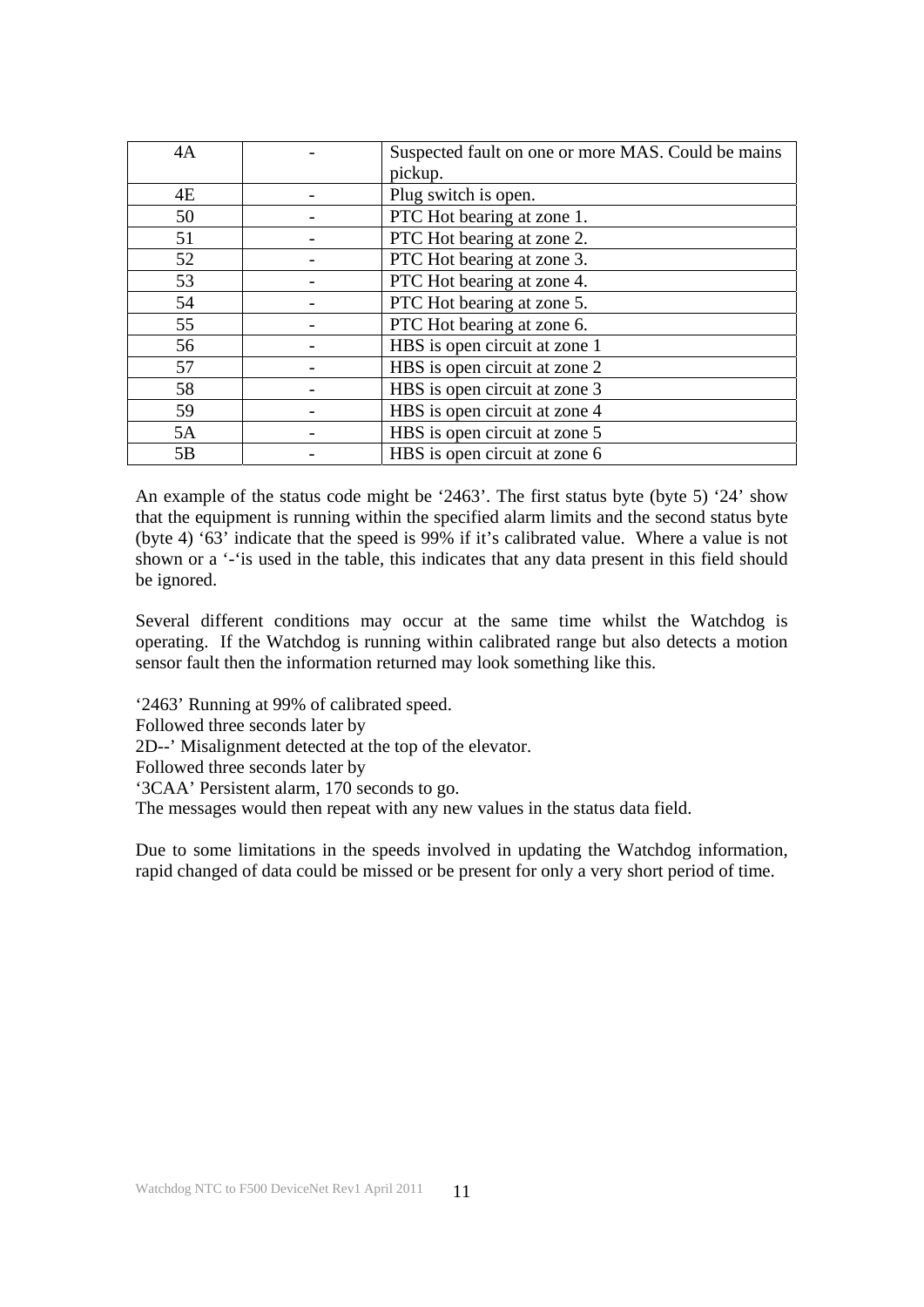| 4A | - | Suspected fault on one or more MAS. Could be mains pickup. |
|---|---|---|
| 4E | - | Plug switch is open. |
| 50 | - | PTC Hot bearing at zone 1. |
| 51 | - | PTC Hot bearing at zone 2. |
| 52 | - | PTC Hot bearing at zone 3. |
| 53 | - | PTC Hot bearing at zone 4. |
| 54 | - | PTC Hot bearing at zone 5. |
| 55 | - | PTC Hot bearing at zone 6. |
| 56 | - | HBS is open circuit at zone 1 |
| 57 | - | HBS is open circuit at zone 2 |
| 58 | - | HBS is open circuit at zone 3 |
| 59 | - | HBS is open circuit at zone 4 |
| 5A | - | HBS is open circuit at zone 5 |
| 5B | - | HBS is open circuit at zone 6 |

An example of the status code might be '2463'. The first status byte (byte 5) '24' show that the equipment is running within the specified alarm limits and the second status byte (byte 4) '63' indicate that the speed is 99% if it's calibrated value. Where a value is not shown or a '-'is used in the table, this indicates that any data present in this field should be ignored.

Several different conditions may occur at the same time whilst the Watchdog is operating. If the Watchdog is running within calibrated range but also detects a motion sensor fault then the information returned may look something like this.

'2463' Running at 99% of calibrated speed.
Followed three seconds later by
2D--' Misalignment detected at the top of the elevator.
Followed three seconds later by
'3CAA' Persistent alarm, 170 seconds to go.
The messages would then repeat with any new values in the status data field.

Due to some limitations in the speeds involved in updating the Watchdog information, rapid changed of data could be missed or be present for only a very short period of time.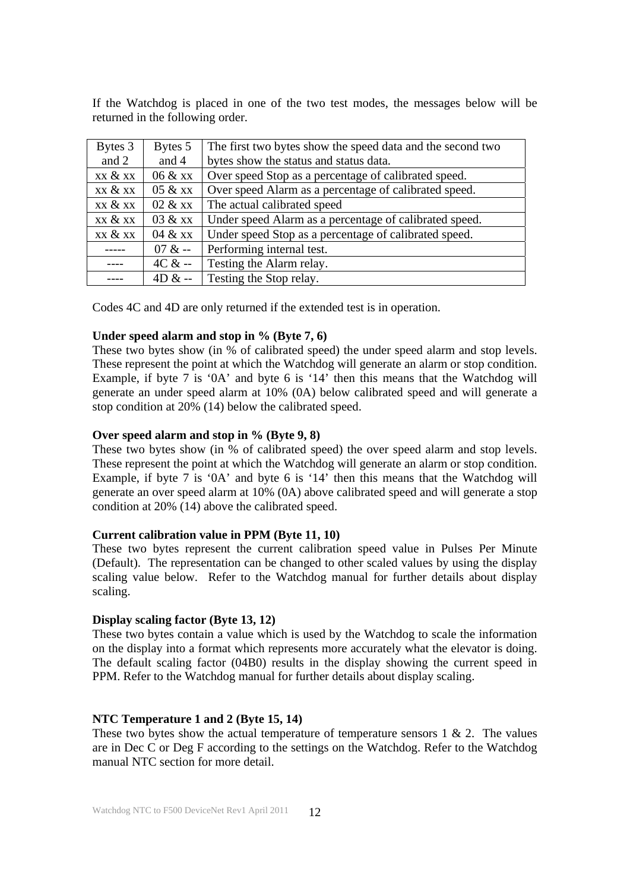If the Watchdog is placed in one of the two test modes, the messages below will be returned in the following order.

| Bytes 3 and 2 | Bytes 5 and 4 | The first two bytes show the speed data and the second two bytes show the status and status data. |
|---|---|---|
| xx & xx | 06 & xx | Over speed Stop as a percentage of calibrated speed. |
| xx & xx | 05 & xx | Over speed Alarm as a percentage of calibrated speed. |
| xx & xx | 02 & xx | The actual calibrated speed |
| xx & xx | 03 & xx | Under speed Alarm as a percentage of calibrated speed. |
| xx & xx | 04 & xx | Under speed Stop as a percentage of calibrated speed. |
| ----- | 07 & -- | Performing internal test. |
| ---- | 4C & -- | Testing the Alarm relay. |
| ---- | 4D & -- | Testing the Stop relay. |

Codes 4C and 4D are only returned if the extended test is in operation.

**Under speed alarm and stop in % (Byte 7, 6)**

These two bytes show (in % of calibrated speed) the under speed alarm and stop levels. These represent the point at which the Watchdog will generate an alarm or stop condition. Example, if byte 7 is '0A' and byte 6 is '14' then this means that the Watchdog will generate an under speed alarm at 10% (0A) below calibrated speed and will generate a stop condition at 20% (14) below the calibrated speed.

**Over speed alarm and stop in % (Byte 9, 8)**

These two bytes show (in % of calibrated speed) the over speed alarm and stop levels. These represent the point at which the Watchdog will generate an alarm or stop condition. Example, if byte 7 is '0A' and byte 6 is '14' then this means that the Watchdog will generate an over speed alarm at 10% (0A) above calibrated speed and will generate a stop condition at 20% (14) above the calibrated speed.

**Current calibration value in PPM (Byte 11, 10)**

These two bytes represent the current calibration speed value in Pulses Per Minute (Default). The representation can be changed to other scaled values by using the display scaling value below. Refer to the Watchdog manual for further details about display scaling.

**Display scaling factor (Byte 13, 12)**

These two bytes contain a value which is used by the Watchdog to scale the information on the display into a format which represents more accurately what the elevator is doing. The default scaling factor (04B0) results in the display showing the current speed in PPM. Refer to the Watchdog manual for further details about display scaling.

**NTC Temperature 1 and 2 (Byte 15, 14)**

These two bytes show the actual temperature of temperature sensors 1 & 2. The values are in Dec C or Deg F according to the settings on the Watchdog. Refer to the Watchdog manual NTC section for more detail.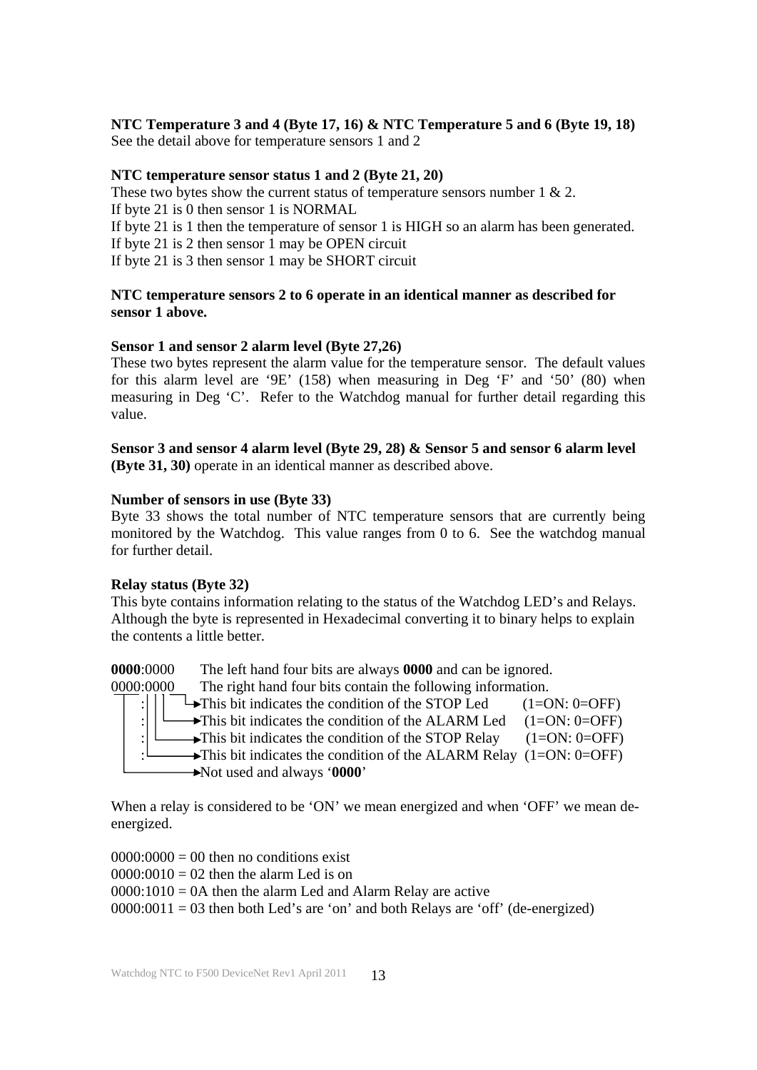**NTC Temperature 3 and 4 (Byte 17, 16) & NTC Temperature 5 and 6 (Byte 19, 18)**
See the detail above for temperature sensors 1 and 2

**NTC temperature sensor status 1 and 2 (Byte 21, 20)**
These two bytes show the current status of temperature sensors number 1 & 2.
If byte 21 is 0 then sensor 1 is NORMAL
If byte 21 is 1 then the temperature of sensor 1 is HIGH so an alarm has been generated.
If byte 21 is 2 then sensor 1 may be OPEN circuit
If byte 21 is 3 then sensor 1 may be SHORT circuit

**NTC temperature sensors 2 to 6 operate in an identical manner as described for sensor 1 above.**

**Sensor 1 and sensor 2 alarm level (Byte 27,26)**
These two bytes represent the alarm value for the temperature sensor. The default values for this alarm level are '9E' (158) when measuring in Deg 'F' and '50' (80) when measuring in Deg 'C'. Refer to the Watchdog manual for further detail regarding this value.

**Sensor 3 and sensor 4 alarm level (Byte 29, 28) & Sensor 5 and sensor 6 alarm level (Byte 31, 30)** operate in an identical manner as described above.

**Number of sensors in use (Byte 33)**
Byte 33 shows the total number of NTC temperature sensors that are currently being monitored by the Watchdog. This value ranges from 0 to 6. See the watchdog manual for further detail.

**Relay status (Byte 32)**
This byte contains information relating to the status of the Watchdog LED's and Relays. Although the byte is represented in Hexadecimal converting it to binary helps to explain the contents a little better.

**0000**:0000 The left hand four bits are always **0000** and can be ignored.
0000:0000 The right hand four bits contain the following information.

- Bit 0 → This bit indicates the condition of the STOP Led (1=ON: 0=OFF)
- Bit 1 → This bit indicates the condition of the ALARM Led (1=ON: 0=OFF)
- Bit 2 → This bit indicates the condition of the STOP Relay (1=ON: 0=OFF)
- Bit 3 → This bit indicates the condition of the ALARM Relay (1=ON: 0=OFF)
- Left hand four bits → Not used and always '**0000**'

When a relay is considered to be 'ON' we mean energized and when 'OFF' we mean de-energized.

0000:0000 = 00 then no conditions exist
0000:0010 = 02 then the alarm Led is on
0000:1010 = 0A then the alarm Led and Alarm Relay are active
0000:0011 = 03 then both Led's are 'on' and both Relays are 'off' (de-energized)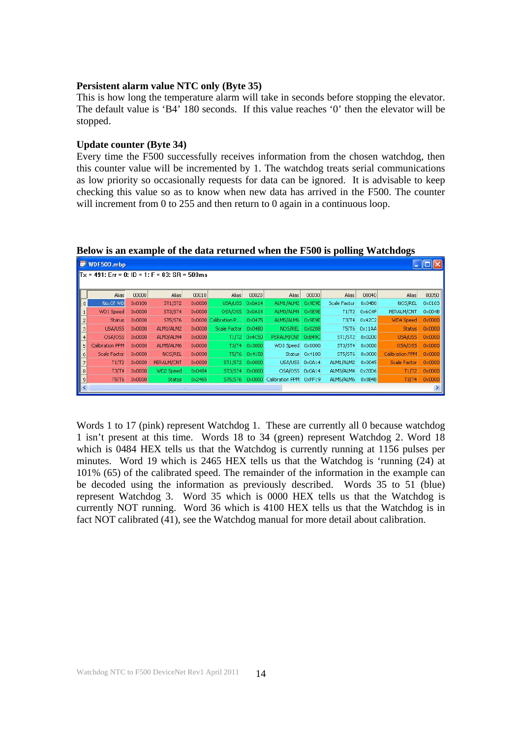**Persistent alarm value NTC only (Byte 35)**
This is how long the temperature alarm will take in seconds before stopping the elevator. The default value is 'B4' 180 seconds. If this value reaches '0' then the elevator will be stopped.

**Update counter (Byte 34)**
Every time the F500 successfully receives information from the chosen watchdog, then this counter value will be incremented by 1. The watchdog treats serial communications as low priority so occasionally requests for data can be ignored. It is advisable to keep checking this value so as to know when new data has arrived in the F500. The counter will increment from 0 to 255 and then return to 0 again in a continuous loop.

**Below is an example of the data returned when the F500 is polling Watchdogs**

WDF500.mbp

Tx = 491: Err = 0: ID = 1: F = 03: SR = 500ms

| | Alias | 00000 | Alias | 00010 | Alias | 00020 | Alias | 00030 | Alias | 00040 | Alias | 00050 |
|---|---|---|---|---|---|---|---|---|---|---|---|---|
| 0 | No.Of WD | 0x0100 | ST1/ST2 | 0x0000 | USA/US5 | 0x0A14 | ALM1/ALM2 | 0x9E9E | Scale Factor | 0x04B0 | NOS/REL | 0x0103 |
| 1 | WD1 Speed | 0x0000 | ST3/ST4 | 0x0000 | OSA/OS5 | 0x0A14 | ALM3/ALM4 | 0x9E9E | T1/T2 | 0x6C4F | PERALM/CNT | 0x004B |
| 2 | Status | 0x0000 | ST5/ST6 | 0x0000 | Calibration P... | 0x0475 | ALM5/ALM6 | 0x9E9E | T3/T4 | 0x42C2 | WD4 Speed | 0x0000 |
| 3 | USA/US5 | 0x0000 | ALM1/ALM2 | 0x0000 | Scale Factor | 0x04B0 | NOS/REL | 0x0208 | T5/T6 | 0x11AA | Status | 0x0000 |
| 4 | OSA/OS5 | 0x0000 | ALM3/ALM4 | 0x0000 | T1/T2 | 0x4C50 | PERALM/CNT | 0xB49C | ST1/ST2 | 0x0200 | USA/US5 | 0x0000 |
| 5 | Calibration PPM | 0x0000 | ALM5/ALM6 | 0x0000 | T3/T4 | 0x3000 | WD3 Speed | 0x0000 | ST3/ST4 | 0x0000 | OSA/OS5 | 0x0000 |
| 6 | Scale Factor | 0x0000 | NOS/REL | 0x0000 | T5/T6 | 0x4158 | Status | 0x4100 | ST5/ST6 | 0x0000 | Calibration PPM | 0x0000 |
| 7 | T1/T2 | 0x0000 | PERALM/CNT | 0x0000 | ST1/ST2 | 0x0000 | USA/US5 | 0x0A14 | ALM1/ALM2 | 0x0045 | Scale Factor | 0x0000 |
| 8 | T3/T4 | 0x0000 | WD2 Speed | 0x0484 | ST3/ST4 | 0x0000 | OSA/OS5 | 0x0A14 | ALM3/ALM4 | 0x2006 | T1/T2 | 0x0000 |
| 9 | T5/T6 | 0x0000 | Status | 0x2465 | ST5/ST6 | 0x0000 | Calibration PPM | 0xFF19 | ALM5/ALM6 | 0x8E4B | T3/T4 | 0x0000 |

Words 1 to 17 (pink) represent Watchdog 1. These are currently all 0 because watchdog 1 isn't present at this time. Words 18 to 34 (green) represent Watchdog 2. Word 18 which is 0484 HEX tells us that the Watchdog is currently running at 1156 pulses per minutes. Word 19 which is 2465 HEX tells us that the Watchdog is 'running (24) at 101% (65) of the calibrated speed. The remainder of the information in the example can be decoded using the information as previously described. Words 35 to 51 (blue) represent Watchdog 3. Word 35 which is 0000 HEX tells us that the Watchdog is currently NOT running. Word 36 which is 4100 HEX tells us that the Watchdog is in fact NOT calibrated (41), see the Watchdog manual for more detail about calibration.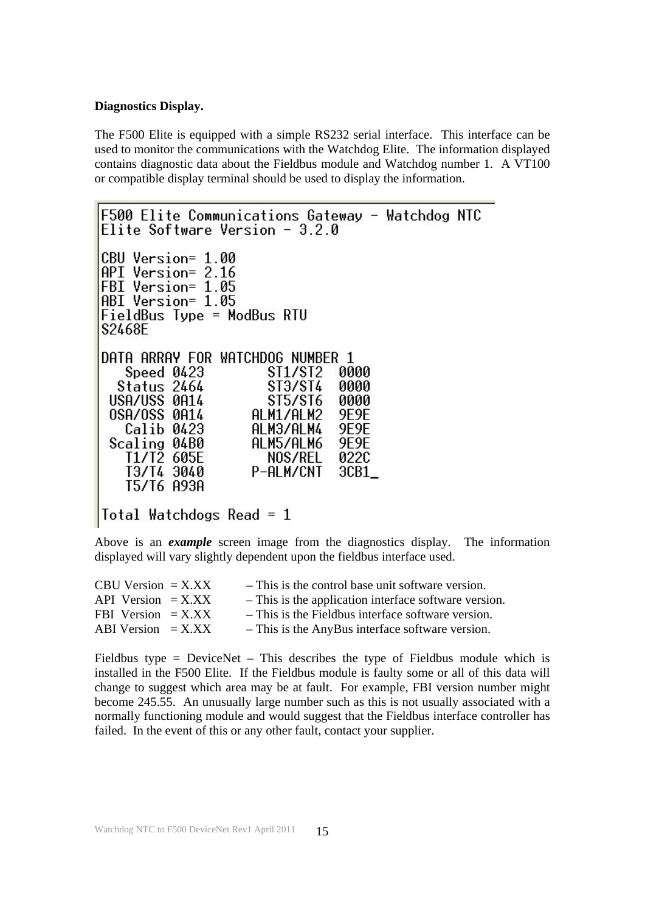**Diagnostics Display.**

The F500 Elite is equipped with a simple RS232 serial interface. This interface can be used to monitor the communications with the Watchdog Elite. The information displayed contains diagnostic data about the Fieldbus module and Watchdog number 1. A VT100 or compatible display terminal should be used to display the information.

```
F500 Elite Communications Gateway - Watchdog NTC
Elite Software Version - 3.2.0

CBU Version= 1.00
API Version= 2.16
FBI Version= 1.05
ABI Version= 1.05
FieldBus Type = ModBus RTU
S2468E

DATA ARRAY FOR WATCHDOG NUMBER 1
   Speed 0423         ST1/ST2  0000
  Status 2464         ST3/ST4  0000
 USA/USS 0A14         ST5/ST6  0000
 OSA/OSS 0A14       ALM1/ALM2  9E9E
   Calib 0423       ALM3/ALM4  9E9E
 Scaling 04B0       ALM5/ALM6  9E9E
   T1/T2 605E         NOS/REL  022C
   T3/T4 3040       P-ALM/CNT  3CB1_
   T5/T6 A93A

Total Watchdogs Read = 1
```

Above is an ***example*** screen image from the diagnostics display. The information displayed will vary slightly dependent upon the fieldbus interface used.

| | |
|---|---|
| CBU Version = X.XX | – This is the control base unit software version. |
| API Version = X.XX | – This is the application interface software version. |
| FBI Version = X.XX | – This is the Fieldbus interface software version. |
| ABI Version = X.XX | – This is the AnyBus interface software version. |

Fieldbus type = DeviceNet – This describes the type of Fieldbus module which is installed in the F500 Elite. If the Fieldbus module is faulty some or all of this data will change to suggest which area may be at fault. For example, FBI version number might become 245.55. An unusually large number such as this is not usually associated with a normally functioning module and would suggest that the Fieldbus interface controller has failed. In the event of this or any other fault, contact your supplier.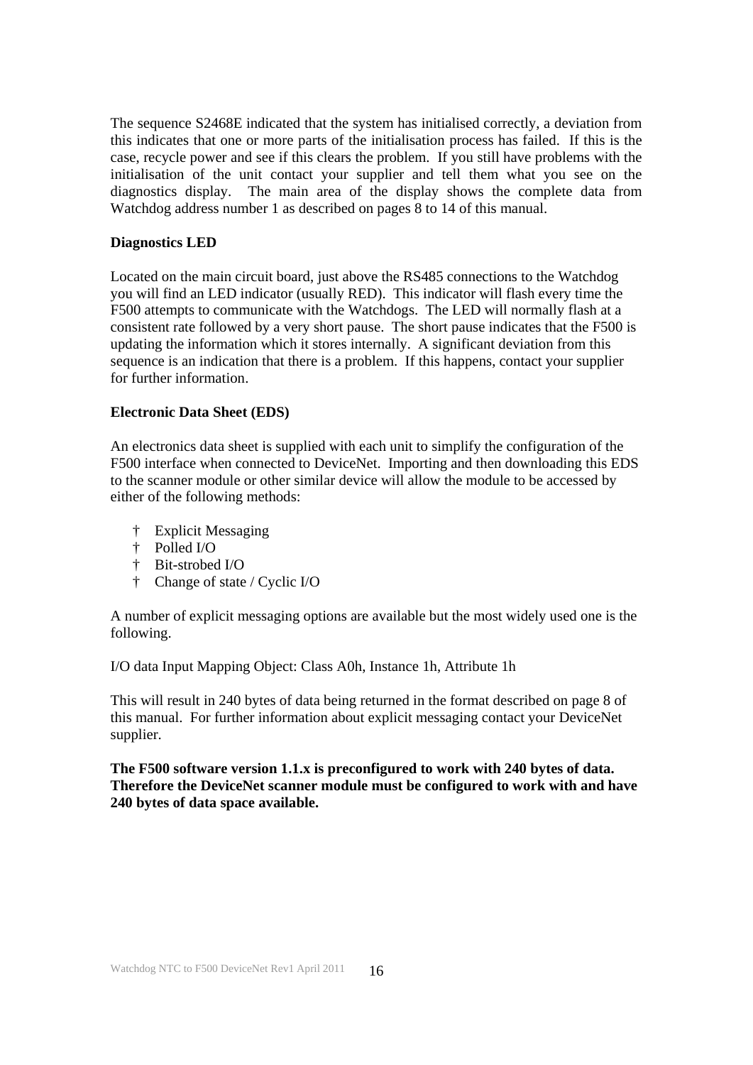The sequence S2468E indicated that the system has initialised correctly, a deviation from this indicates that one or more parts of the initialisation process has failed. If this is the case, recycle power and see if this clears the problem. If you still have problems with the initialisation of the unit contact your supplier and tell them what you see on the diagnostics display. The main area of the display shows the complete data from Watchdog address number 1 as described on pages 8 to 14 of this manual.

**Diagnostics LED**

Located on the main circuit board, just above the RS485 connections to the Watchdog you will find an LED indicator (usually RED). This indicator will flash every time the F500 attempts to communicate with the Watchdogs. The LED will normally flash at a consistent rate followed by a very short pause. The short pause indicates that the F500 is updating the information which it stores internally. A significant deviation from this sequence is an indication that there is a problem. If this happens, contact your supplier for further information.

**Electronic Data Sheet (EDS)**

An electronics data sheet is supplied with each unit to simplify the configuration of the F500 interface when connected to DeviceNet. Importing and then downloading this EDS to the scanner module or other similar device will allow the module to be accessed by either of the following methods:

- Explicit Messaging
- Polled I/O
- Bit-strobed I/O
- Change of state / Cyclic I/O

A number of explicit messaging options are available but the most widely used one is the following.

I/O data Input Mapping Object: Class A0h, Instance 1h, Attribute 1h

This will result in 240 bytes of data being returned in the format described on page 8 of this manual. For further information about explicit messaging contact your DeviceNet supplier.

**The F500 software version 1.1.x is preconfigured to work with 240 bytes of data. Therefore the DeviceNet scanner module must be configured to work with and have 240 bytes of data space available.**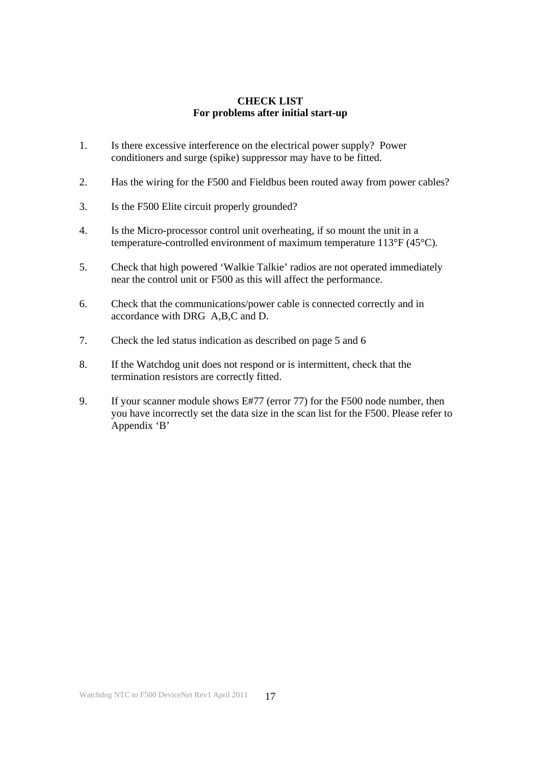**CHECK LIST**
**For problems after initial start-up**

1. Is there excessive interference on the electrical power supply? Power conditioners and surge (spike) suppressor may have to be fitted.

2. Has the wiring for the F500 and Fieldbus been routed away from power cables?

3. Is the F500 Elite circuit properly grounded?

4. Is the Micro-processor control unit overheating, if so mount the unit in a temperature-controlled environment of maximum temperature 113°F (45°C).

5. Check that high powered 'Walkie Talkie' radios are not operated immediately near the control unit or F500 as this will affect the performance.

6. Check that the communications/power cable is connected correctly and in accordance with DRG A,B,C and D.

7. Check the led status indication as described on page 5 and 6

8. If the Watchdog unit does not respond or is intermittent, check that the termination resistors are correctly fitted.

9. If your scanner module shows E#77 (error 77) for the F500 node number, then you have incorrectly set the data size in the scan list for the F500. Please refer to Appendix 'B'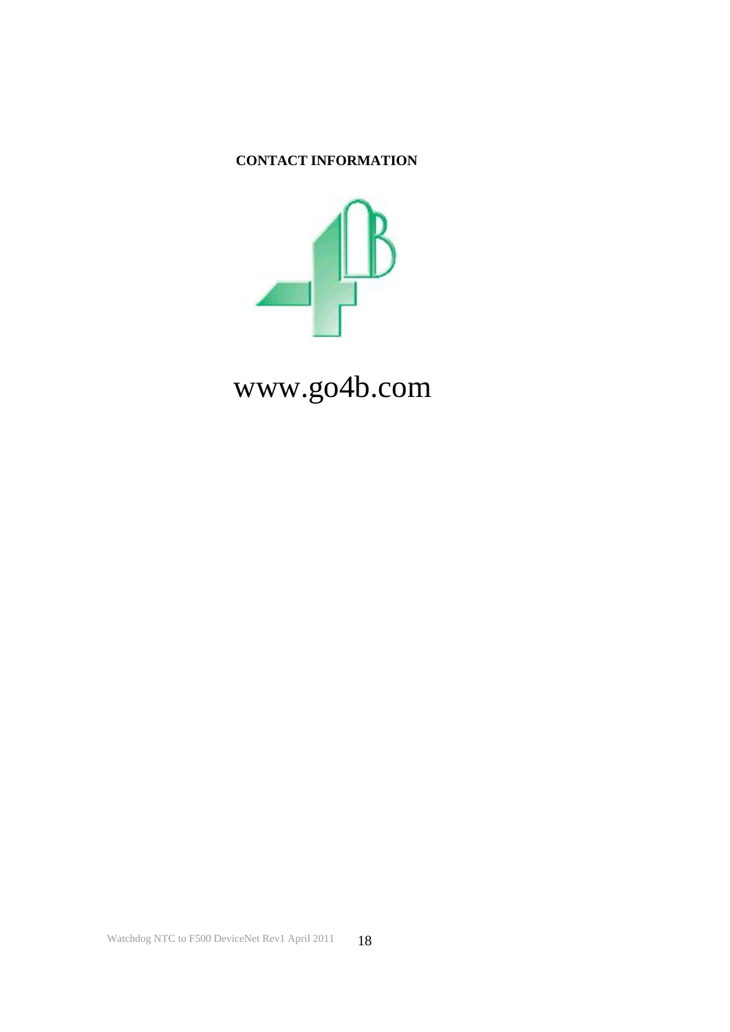**CONTACT INFORMATION**

www.go4b.com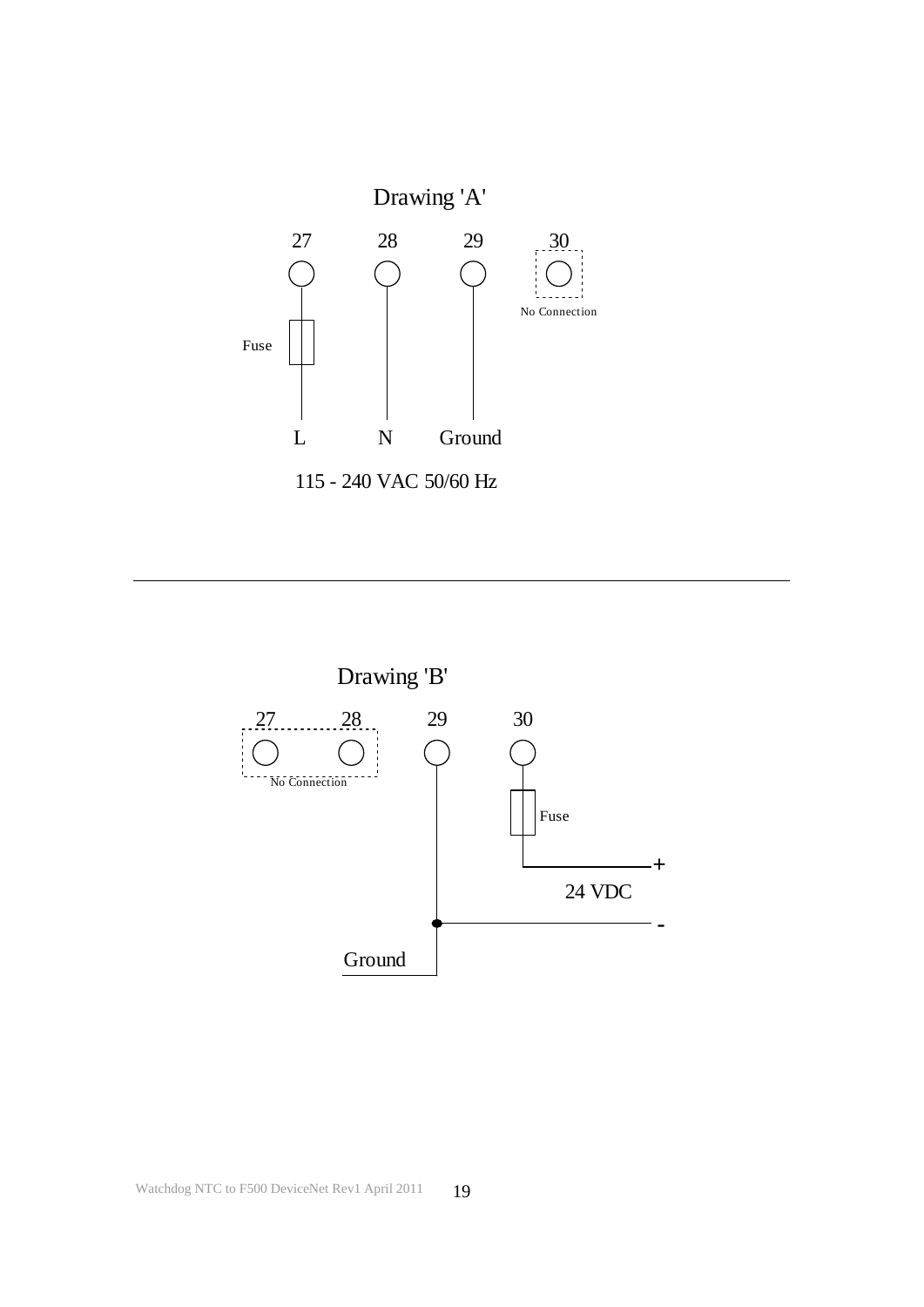## Drawing 'A'

| 27 | 28 | 29 | 30 |
|---|---|---|---|
| Fuse → L | N | Ground | No Connection |

115 - 240 VAC 50/60 Hz

---

## Drawing 'B'

| 27 | 28 | 29 | 30 |
|---|---|---|---|
| No Connection | No Connection | Ground / - | Fuse → + |

24 VDC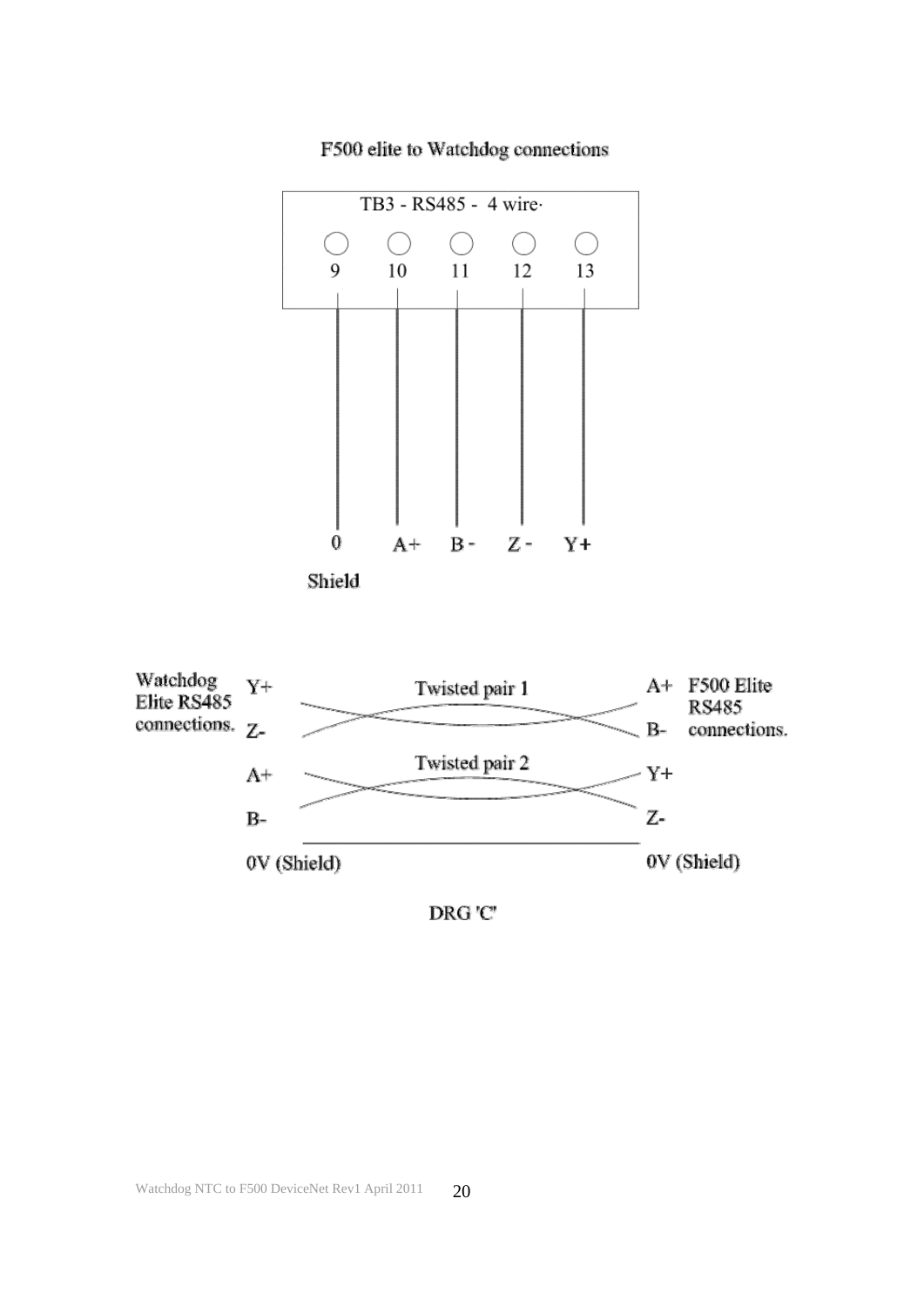F500 elite to Watchdog connections

TB3 - RS485 - 4 wire·

| 9 | 10 | 11 | 12 | 13 |
|---|---|---|---|---|
| 0 Shield | A+ | B - | Z - | Y+ |

| Watchdog Elite RS485 connections. | | F500 Elite RS485 connections. |
|---|---|---|
| Y+ | Twisted pair 1 | A+ |
| Z- | | B- |
| A+ | Twisted pair 2 | Y+ |
| B- | | Z- |
| 0V (Shield) | | 0V (Shield) |

DRG 'C'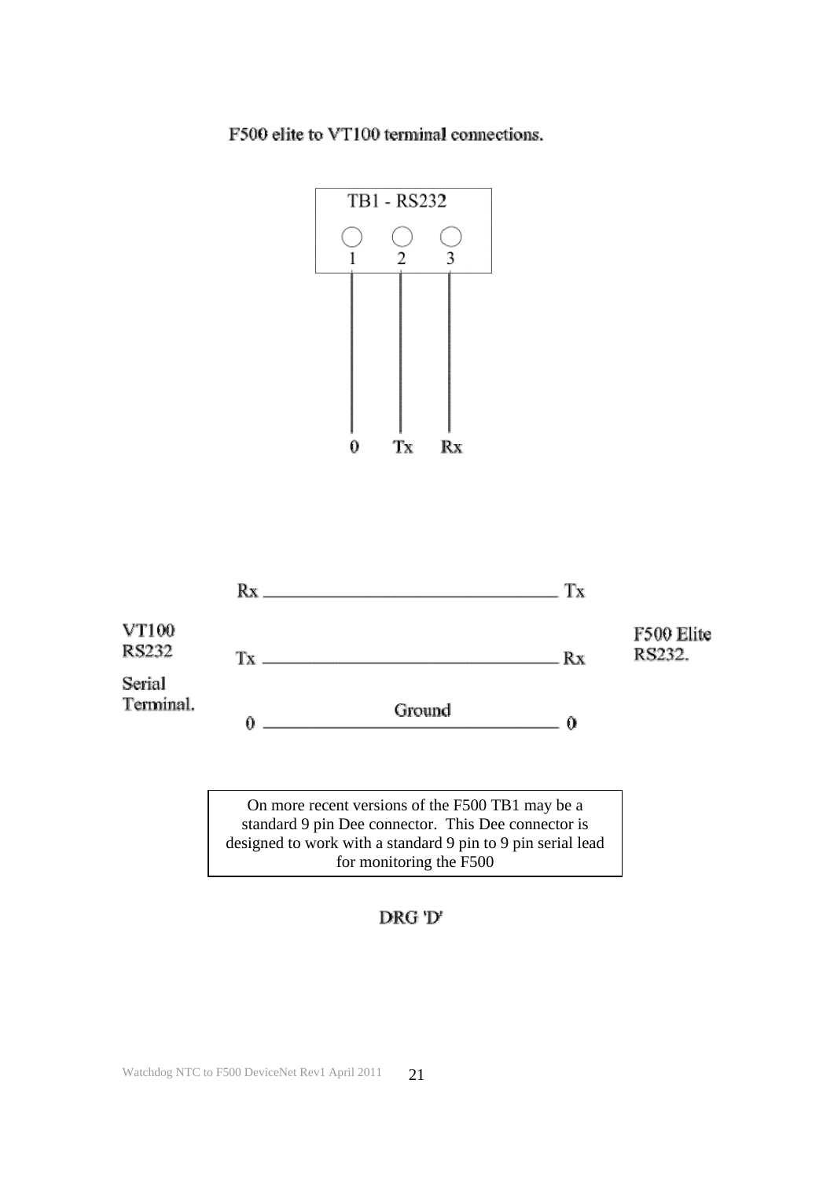F500 elite to VT100 terminal connections.

TB1 - RS232

1 2 3

0 Tx Rx

VT100 RS232 Serial Terminal.

Rx ——— Tx

Tx ——— Rx

0 ——— Ground ——— 0

F500 Elite RS232.

On more recent versions of the F500 TB1 may be a standard 9 pin Dee connector. This Dee connector is designed to work with a standard 9 pin to 9 pin serial lead for monitoring the F500

DRG 'D'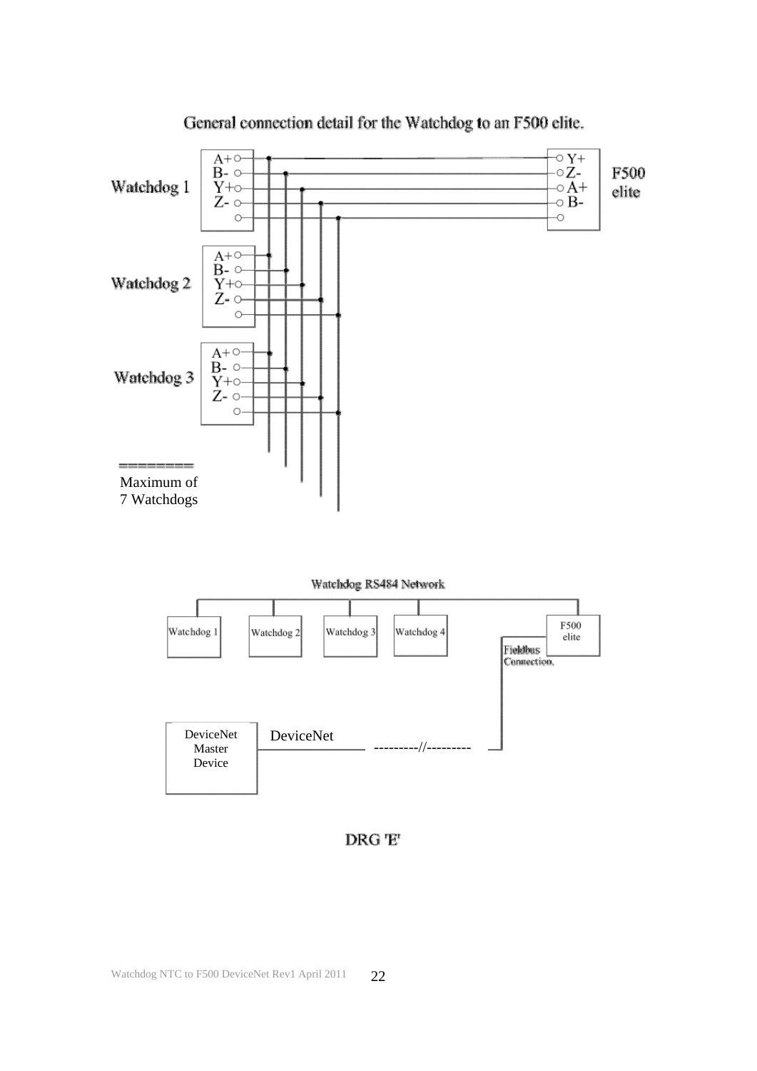General connection detail for the Watchdog to an F500 elite.

Watchdog 1

A+
B-
Y+
Z-

F500 elite

Y+
Z-
A+
B-

Watchdog 2

A+
B-
Y+
Z-

Watchdog 3

A+
B-
Y+
Z-

Maximum of 7 Watchdogs

Watchdog RS484 Network

Watchdog 1 | Watchdog 2 | Watchdog 3 | Watchdog 4 | F500 elite

Fieldbus Connection.

DeviceNet Master Device

DeviceNet

---------//---------

DRG 'E'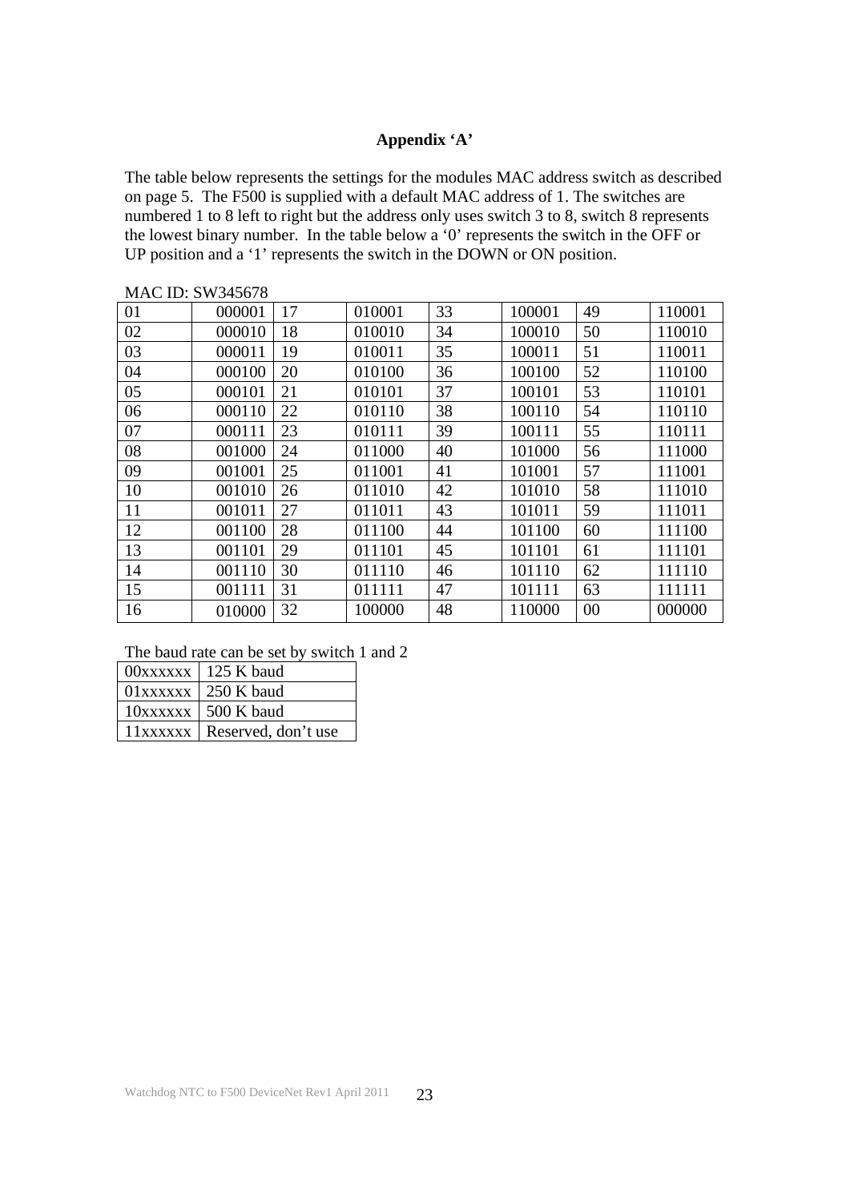## Appendix 'A'

The table below represents the settings for the modules MAC address switch as described on page 5. The F500 is supplied with a default MAC address of 1. The switches are numbered 1 to 8 left to right but the address only uses switch 3 to 8, switch 8 represents the lowest binary number. In the table below a '0' represents the switch in the OFF or UP position and a '1' represents the switch in the DOWN or ON position.

MAC ID: SW345678

| | | | | | | | |
|---|---|---|---|---|---|---|---|
| 01 | 000001 | 17 | 010001 | 33 | 100001 | 49 | 110001 |
| 02 | 000010 | 18 | 010010 | 34 | 100010 | 50 | 110010 |
| 03 | 000011 | 19 | 010011 | 35 | 100011 | 51 | 110011 |
| 04 | 000100 | 20 | 010100 | 36 | 100100 | 52 | 110100 |
| 05 | 000101 | 21 | 010101 | 37 | 100101 | 53 | 110101 |
| 06 | 000110 | 22 | 010110 | 38 | 100110 | 54 | 110110 |
| 07 | 000111 | 23 | 010111 | 39 | 100111 | 55 | 110111 |
| 08 | 001000 | 24 | 011000 | 40 | 101000 | 56 | 111000 |
| 09 | 001001 | 25 | 011001 | 41 | 101001 | 57 | 111001 |
| 10 | 001010 | 26 | 011010 | 42 | 101010 | 58 | 111010 |
| 11 | 001011 | 27 | 011011 | 43 | 101011 | 59 | 111011 |
| 12 | 001100 | 28 | 011100 | 44 | 101100 | 60 | 111100 |
| 13 | 001101 | 29 | 011101 | 45 | 101101 | 61 | 111101 |
| 14 | 001110 | 30 | 011110 | 46 | 101110 | 62 | 111110 |
| 15 | 001111 | 31 | 011111 | 47 | 101111 | 63 | 111111 |
| 16 | 010000 | 32 | 100000 | 48 | 110000 | 00 | 000000 |

The baud rate can be set by switch 1 and 2

| | |
|---|---|
| 00xxxxxx | 125 K baud |
| 01xxxxxx | 250 K baud |
| 10xxxxxx | 500 K baud |
| 11xxxxxx | Reserved, don't use |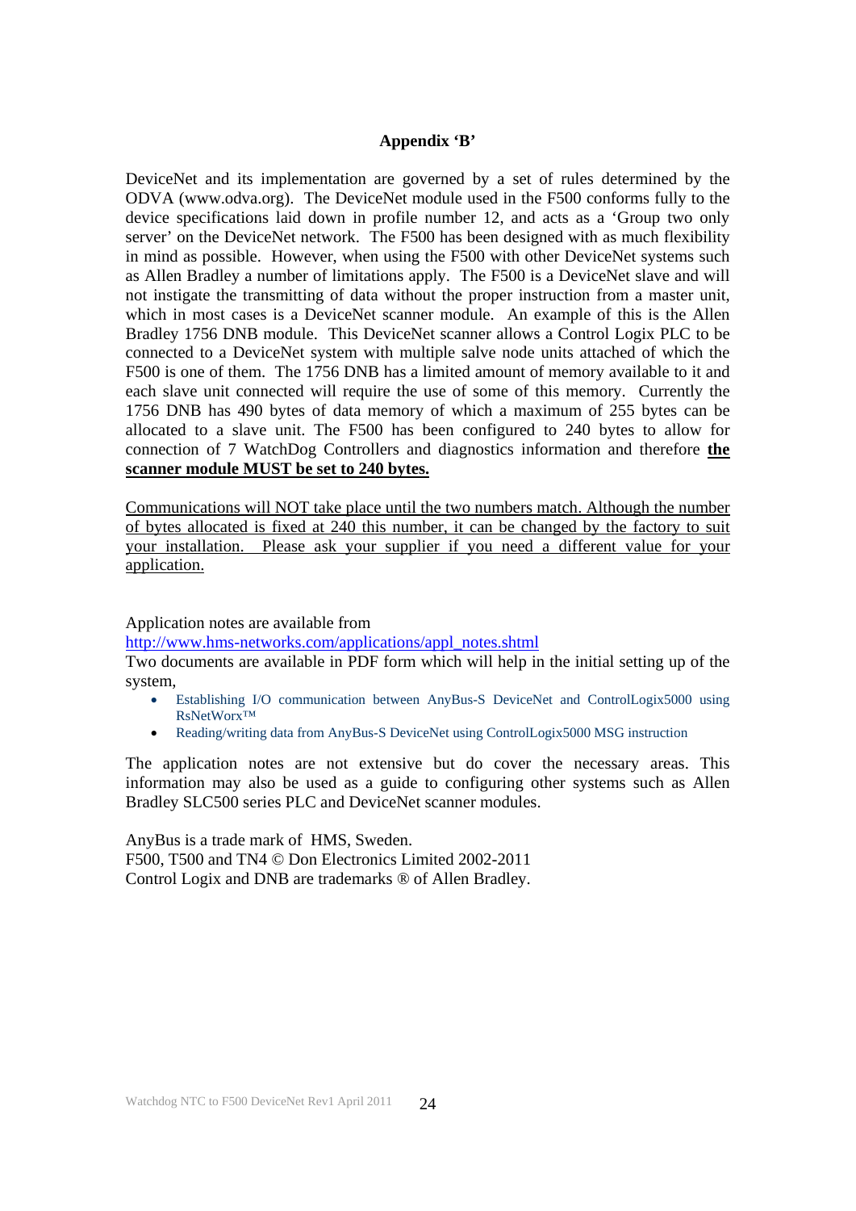## Appendix 'B'

DeviceNet and its implementation are governed by a set of rules determined by the ODVA (www.odva.org). The DeviceNet module used in the F500 conforms fully to the device specifications laid down in profile number 12, and acts as a 'Group two only server' on the DeviceNet network. The F500 has been designed with as much flexibility in mind as possible. However, when using the F500 with other DeviceNet systems such as Allen Bradley a number of limitations apply. The F500 is a DeviceNet slave and will not instigate the transmitting of data without the proper instruction from a master unit, which in most cases is a DeviceNet scanner module. An example of this is the Allen Bradley 1756 DNB module. This DeviceNet scanner allows a Control Logix PLC to be connected to a DeviceNet system with multiple salve node units attached of which the F500 is one of them. The 1756 DNB has a limited amount of memory available to it and each slave unit connected will require the use of some of this memory. Currently the 1756 DNB has 490 bytes of data memory of which a maximum of 255 bytes can be allocated to a slave unit. The F500 has been configured to 240 bytes to allow for connection of 7 WatchDog Controllers and diagnostics information and therefore **the scanner module MUST be set to 240 bytes.**

Communications will NOT take place until the two numbers match. Although the number of bytes allocated is fixed at 240 this number, it can be changed by the factory to suit your installation. Please ask your supplier if you need a different value for your application.

Application notes are available from
http://www.hms-networks.com/applications/appl_notes.shtml
Two documents are available in PDF form which will help in the initial setting up of the system,

- Establishing I/O communication between AnyBus-S DeviceNet and ControlLogix5000 using RsNetWorx™
- Reading/writing data from AnyBus-S DeviceNet using ControlLogix5000 MSG instruction

The application notes are not extensive but do cover the necessary areas. This information may also be used as a guide to configuring other systems such as Allen Bradley SLC500 series PLC and DeviceNet scanner modules.

AnyBus is a trade mark of HMS, Sweden.
F500, T500 and TN4 © Don Electronics Limited 2002-2011
Control Logix and DNB are trademarks ® of Allen Bradley.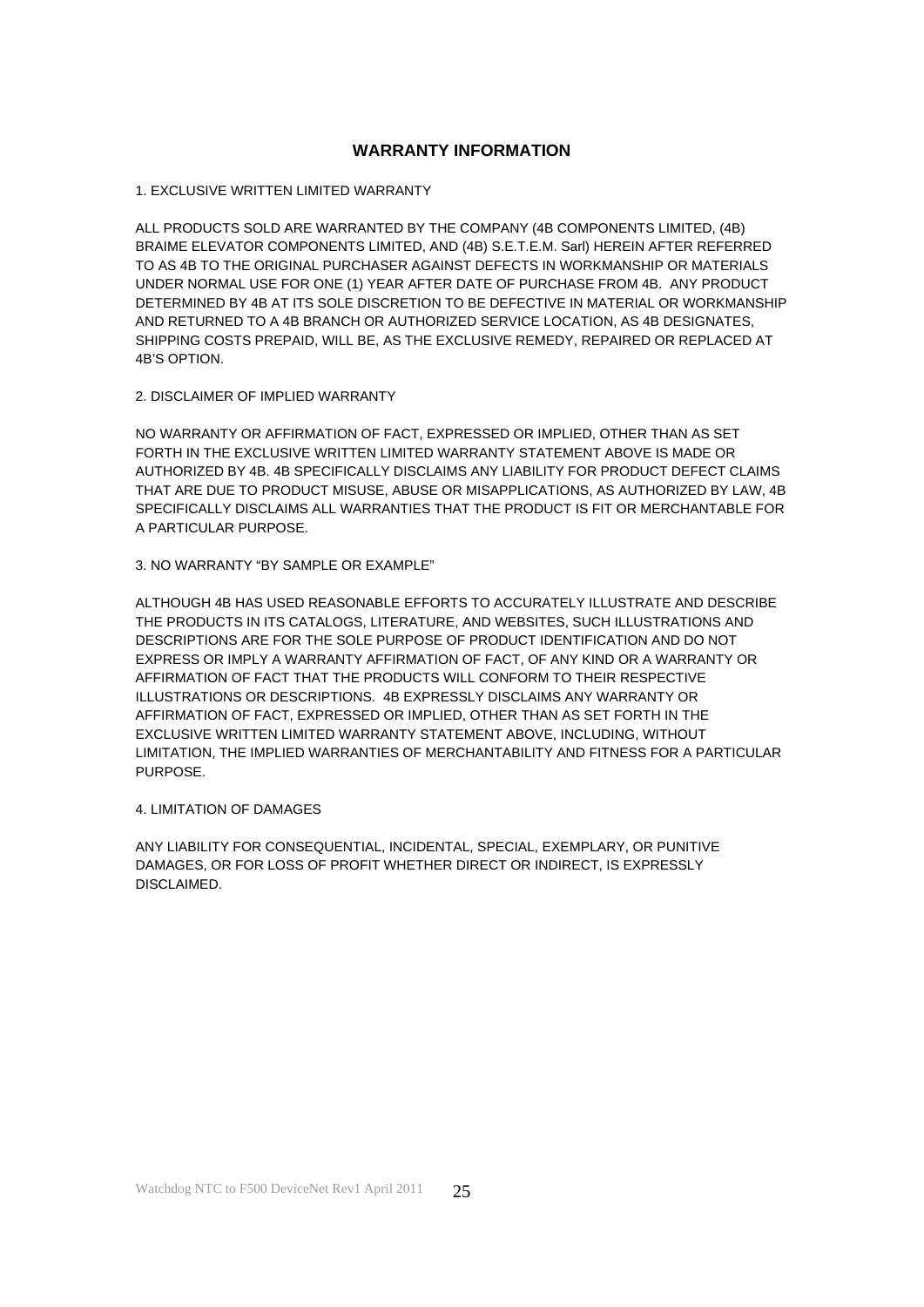# WARRANTY INFORMATION

## 1. EXCLUSIVE WRITTEN LIMITED WARRANTY

ALL PRODUCTS SOLD ARE WARRANTED BY THE COMPANY (4B COMPONENTS LIMITED, (4B) BRAIME ELEVATOR COMPONENTS LIMITED, AND (4B) S.E.T.E.M. Sarl) HEREIN AFTER REFERRED TO AS 4B TO THE ORIGINAL PURCHASER AGAINST DEFECTS IN WORKMANSHIP OR MATERIALS UNDER NORMAL USE FOR ONE (1) YEAR AFTER DATE OF PURCHASE FROM 4B. ANY PRODUCT DETERMINED BY 4B AT ITS SOLE DISCRETION TO BE DEFECTIVE IN MATERIAL OR WORKMANSHIP AND RETURNED TO A 4B BRANCH OR AUTHORIZED SERVICE LOCATION, AS 4B DESIGNATES, SHIPPING COSTS PREPAID, WILL BE, AS THE EXCLUSIVE REMEDY, REPAIRED OR REPLACED AT 4B'S OPTION.

## 2. DISCLAIMER OF IMPLIED WARRANTY

NO WARRANTY OR AFFIRMATION OF FACT, EXPRESSED OR IMPLIED, OTHER THAN AS SET FORTH IN THE EXCLUSIVE WRITTEN LIMITED WARRANTY STATEMENT ABOVE IS MADE OR AUTHORIZED BY 4B. 4B SPECIFICALLY DISCLAIMS ANY LIABILITY FOR PRODUCT DEFECT CLAIMS THAT ARE DUE TO PRODUCT MISUSE, ABUSE OR MISAPPLICATIONS, AS AUTHORIZED BY LAW, 4B SPECIFICALLY DISCLAIMS ALL WARRANTIES THAT THE PRODUCT IS FIT OR MERCHANTABLE FOR A PARTICULAR PURPOSE.

## 3. NO WARRANTY "BY SAMPLE OR EXAMPLE"

ALTHOUGH 4B HAS USED REASONABLE EFFORTS TO ACCURATELY ILLUSTRATE AND DESCRIBE THE PRODUCTS IN ITS CATALOGS, LITERATURE, AND WEBSITES, SUCH ILLUSTRATIONS AND DESCRIPTIONS ARE FOR THE SOLE PURPOSE OF PRODUCT IDENTIFICATION AND DO NOT EXPRESS OR IMPLY A WARRANTY AFFIRMATION OF FACT, OF ANY KIND OR A WARRANTY OR AFFIRMATION OF FACT THAT THE PRODUCTS WILL CONFORM TO THEIR RESPECTIVE ILLUSTRATIONS OR DESCRIPTIONS. 4B EXPRESSLY DISCLAIMS ANY WARRANTY OR AFFIRMATION OF FACT, EXPRESSED OR IMPLIED, OTHER THAN AS SET FORTH IN THE EXCLUSIVE WRITTEN LIMITED WARRANTY STATEMENT ABOVE, INCLUDING, WITHOUT LIMITATION, THE IMPLIED WARRANTIES OF MERCHANTABILITY AND FITNESS FOR A PARTICULAR PURPOSE.

## 4. LIMITATION OF DAMAGES

ANY LIABILITY FOR CONSEQUENTIAL, INCIDENTAL, SPECIAL, EXEMPLARY, OR PUNITIVE DAMAGES, OR FOR LOSS OF PROFIT WHETHER DIRECT OR INDIRECT, IS EXPRESSLY DISCLAIMED.